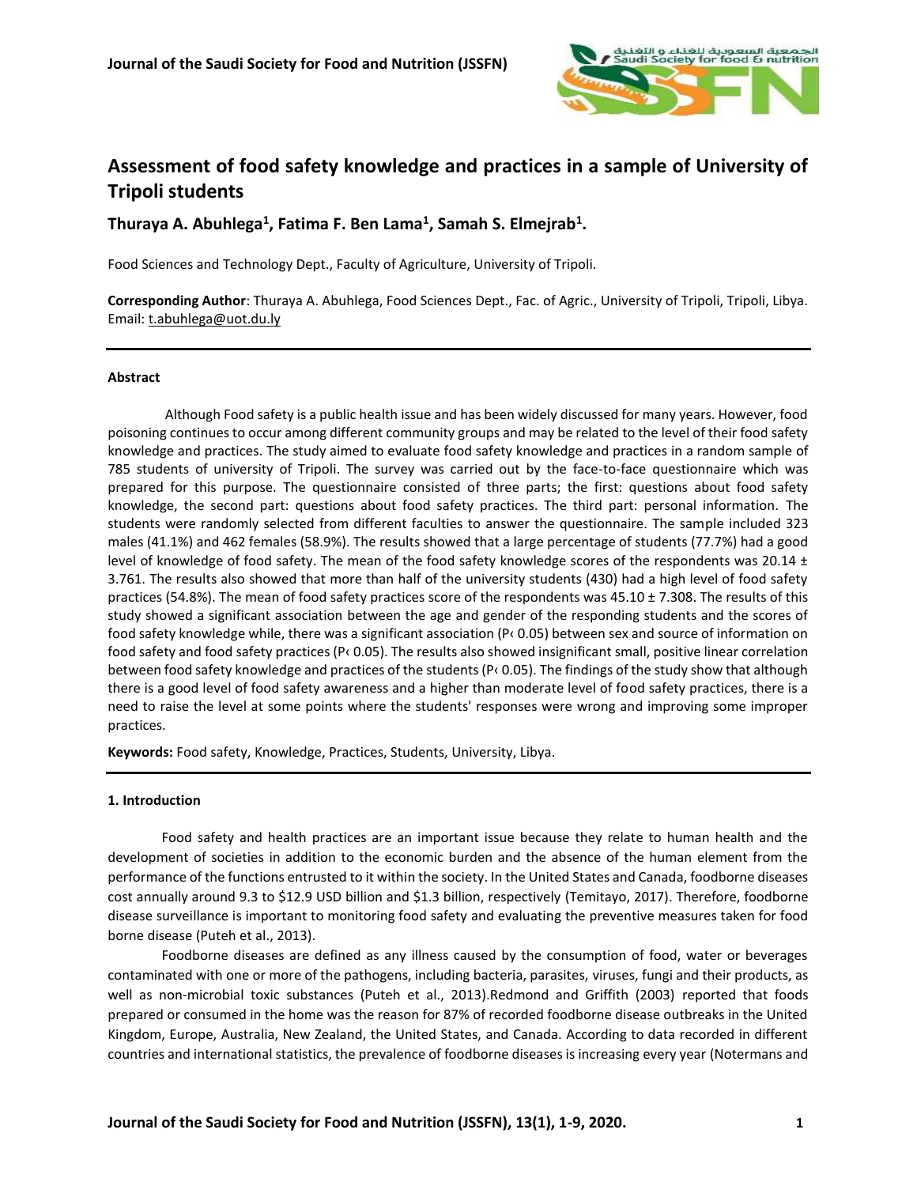# Assessment of food safety knowledge and practices in a sample of University of Tripoli students

**Thuraya A. Abuhlega[1], Fatima F. Ben Lama[1], Samah S. Elmejrab[1].**

Food Sciences and Technology Dept., Faculty of Agriculture, University of Tripoli.

**Corresponding Author**: Thuraya A. Abuhlega, Food Sciences Dept., Fac. of Agric., University of Tripoli, Tripoli, Libya. Email: t.abuhlega@uot.du.ly

---

#### Abstract

Although Food safety is a public health issue and has been widely discussed for many years. However, food poisoning continues to occur among different community groups and may be related to the level of their food safety knowledge and practices. The study aimed to evaluate food safety knowledge and practices in a random sample of 785 students of university of Tripoli. The survey was carried out by the face-to-face questionnaire which was prepared for this purpose. The questionnaire consisted of three parts; the first: questions about food safety knowledge, the second part: questions about food safety practices. The third part: personal information. The students were randomly selected from different faculties to answer the questionnaire. The sample included 323 males (41.1%) and 462 females (58.9%). The results showed that a large percentage of students (77.7%) had a good level of knowledge of food safety. The mean of the food safety knowledge scores of the respondents was 20.14 ± 3.761. The results also showed that more than half of the university students (430) had a high level of food safety practices (54.8%). The mean of food safety practices score of the respondents was 45.10 ± 7.308. The results of this study showed a significant association between the age and gender of the responding students and the scores of food safety knowledge while, there was a significant association ($P < 0.05$) between sex and source of information on food safety and food safety practices ($P < 0.05$). The results also showed insignificant small, positive linear correlation between food safety knowledge and practices of the students ($P < 0.05$). The findings of the study show that although there is a good level of food safety awareness and a higher than moderate level of food safety practices, there is a need to raise the level at some points where the students' responses were wrong and improving some improper practices.

**Keywords:** Food safety, Knowledge, Practices, Students, University, Libya.

---

#### 1. Introduction

Food safety and health practices are an important issue because they relate to human health and the development of societies in addition to the economic burden and the absence of the human element from the performance of the functions entrusted to it within the society. In the United States and Canada, foodborne diseases cost annually around 9.3 to $12.9 USD billion and $1.3 billion, respectively (Temitayo, 2017). Therefore, foodborne disease surveillance is important to monitoring food safety and evaluating the preventive measures taken for food borne disease (Puteh et al., 2013).

Foodborne diseases are defined as any illness caused by the consumption of food, water or beverages contaminated with one or more of the pathogens, including bacteria, parasites, viruses, fungi and their products, as well as non-microbial toxic substances (Puteh et al., 2013).Redmond and Griffith (2003) reported that foods prepared or consumed in the home was the reason for 87% of recorded foodborne disease outbreaks in the United Kingdom, Europe, Australia, New Zealand, the United States, and Canada. According to data recorded in different countries and international statistics, the prevalence of foodborne diseases is increasing every year (Notermans and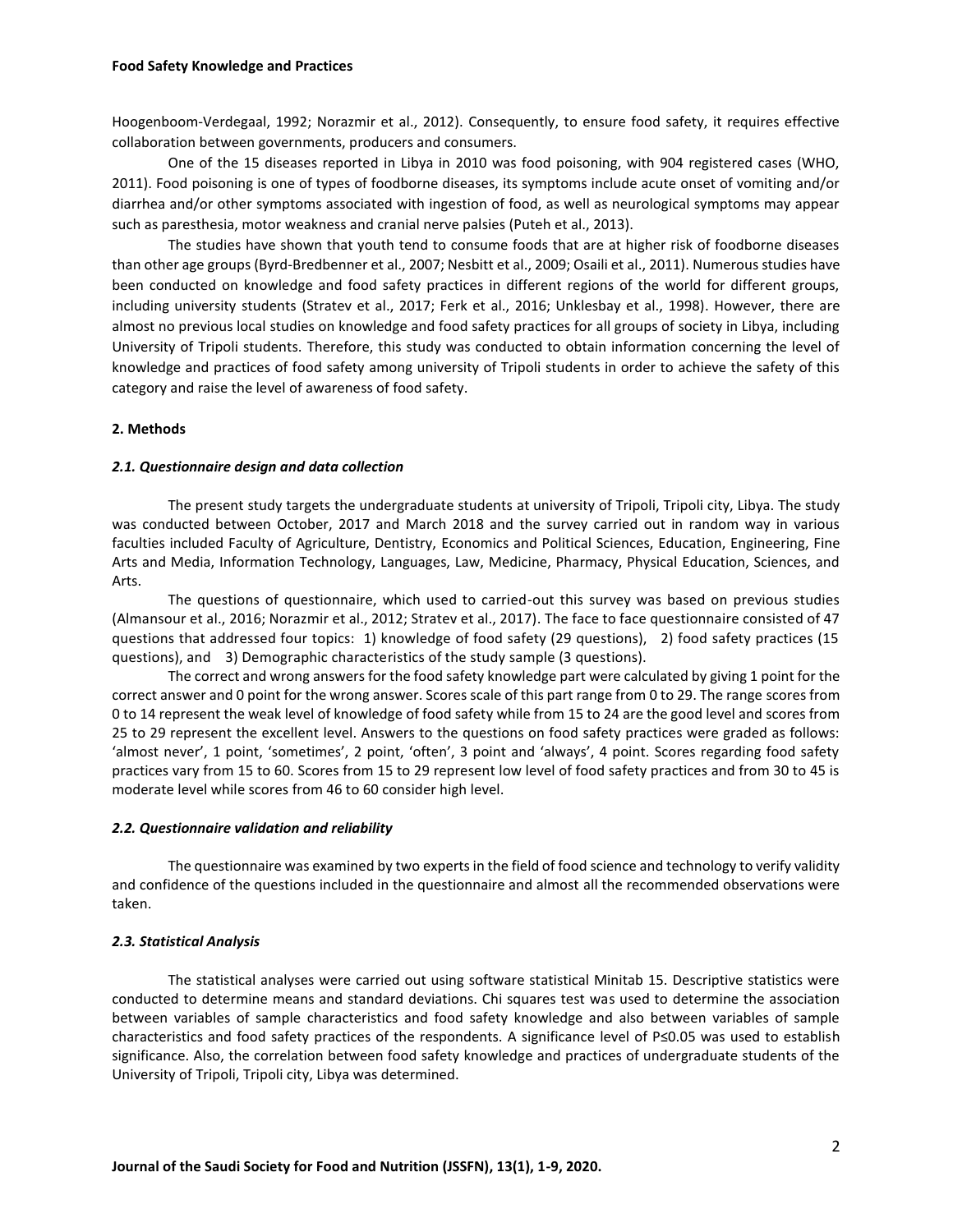Hoogenboom-Verdegaal, 1992; Norazmir et al., 2012). Consequently, to ensure food safety, it requires effective collaboration between governments, producers and consumers.

One of the 15 diseases reported in Libya in 2010 was food poisoning, with 904 registered cases (WHO, 2011). Food poisoning is one of types of foodborne diseases, its symptoms include acute onset of vomiting and/or diarrhea and/or other symptoms associated with ingestion of food, as well as neurological symptoms may appear such as paresthesia, motor weakness and cranial nerve palsies (Puteh et al., 2013).

The studies have shown that youth tend to consume foods that are at higher risk of foodborne diseases than other age groups (Byrd-Bredbenner et al., 2007; Nesbitt et al., 2009; Osaili et al., 2011). Numerous studies have been conducted on knowledge and food safety practices in different regions of the world for different groups, including university students (Stratev et al., 2017; Ferk et al., 2016; Unklesbay et al., 1998). However, there are almost no previous local studies on knowledge and food safety practices for all groups of society in Libya, including University of Tripoli students. Therefore, this study was conducted to obtain information concerning the level of knowledge and practices of food safety among university of Tripoli students in order to achieve the safety of this category and raise the level of awareness of food safety.

## 2. Methods

### *2.1. Questionnaire design and data collection*

The present study targets the undergraduate students at university of Tripoli, Tripoli city, Libya. The study was conducted between October, 2017 and March 2018 and the survey carried out in random way in various faculties included Faculty of Agriculture, Dentistry, Economics and Political Sciences, Education, Engineering, Fine Arts and Media, Information Technology, Languages, Law, Medicine, Pharmacy, Physical Education, Sciences, and Arts.

The questions of questionnaire, which used to carried-out this survey was based on previous studies (Almansour et al., 2016; Norazmir et al., 2012; Stratev et al., 2017). The face to face questionnaire consisted of 47 questions that addressed four topics: 1) knowledge of food safety (29 questions), 2) food safety practices (15 questions), and 3) Demographic characteristics of the study sample (3 questions).

The correct and wrong answers for the food safety knowledge part were calculated by giving 1 point for the correct answer and 0 point for the wrong answer. Scores scale of this part range from 0 to 29. The range scores from 0 to 14 represent the weak level of knowledge of food safety while from 15 to 24 are the good level and scores from 25 to 29 represent the excellent level. Answers to the questions on food safety practices were graded as follows: 'almost never', 1 point, 'sometimes', 2 point, 'often', 3 point and 'always', 4 point. Scores regarding food safety practices vary from 15 to 60. Scores from 15 to 29 represent low level of food safety practices and from 30 to 45 is moderate level while scores from 46 to 60 consider high level.

### *2.2. Questionnaire validation and reliability*

The questionnaire was examined by two experts in the field of food science and technology to verify validity and confidence of the questions included in the questionnaire and almost all the recommended observations were taken.

### *2.3. Statistical Analysis*

The statistical analyses were carried out using software statistical Minitab 15. Descriptive statistics were conducted to determine means and standard deviations. Chi squares test was used to determine the association between variables of sample characteristics and food safety knowledge and also between variables of sample characteristics and food safety practices of the respondents. A significance level of $P \leq 0.05$ was used to establish significance. Also, the correlation between food safety knowledge and practices of undergraduate students of the University of Tripoli, Tripoli city, Libya was determined.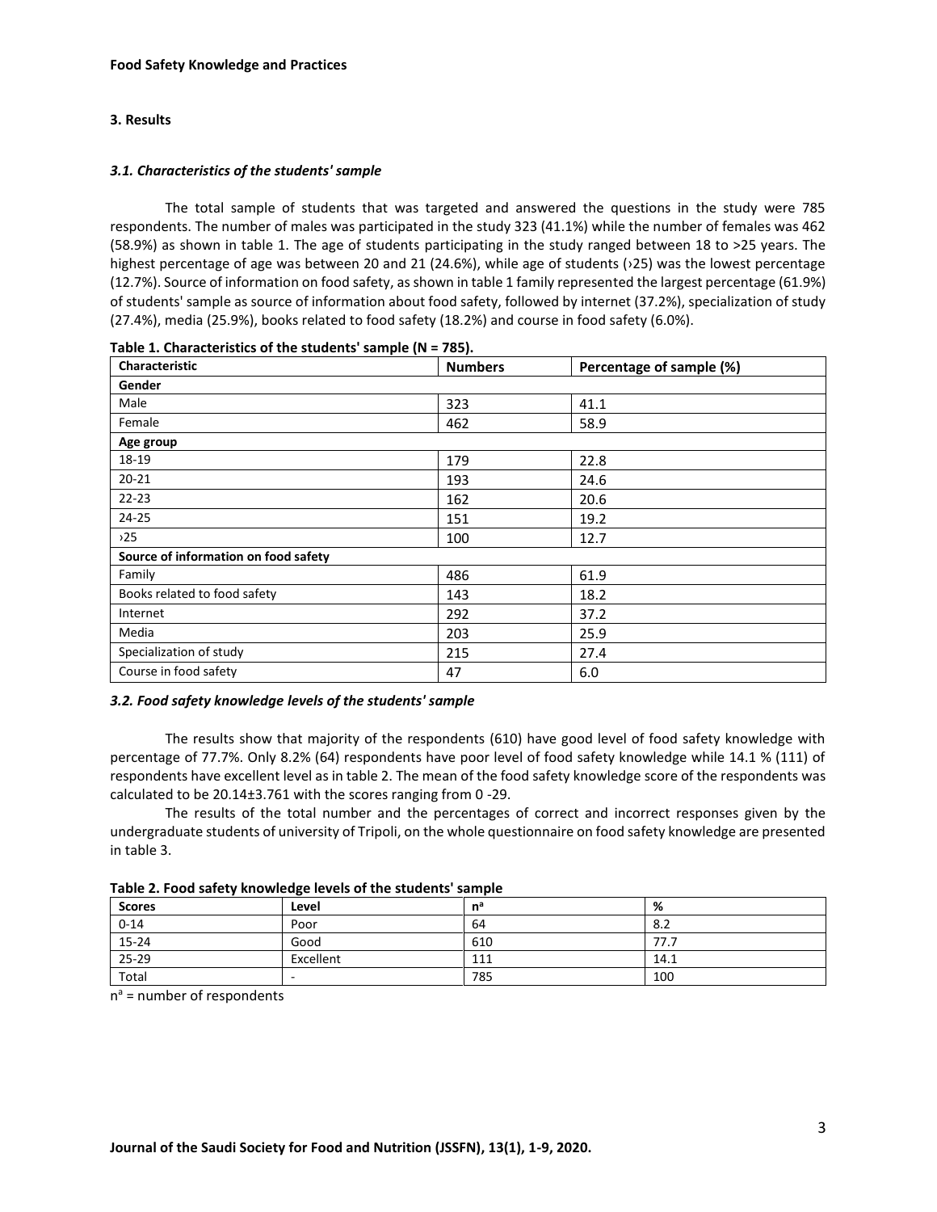## 3. Results

### *3.1. Characteristics of the students' sample*

The total sample of students that was targeted and answered the questions in the study were 785 respondents. The number of males was participated in the study 323 (41.1%) while the number of females was 462 (58.9%) as shown in table 1. The age of students participating in the study ranged between 18 to >25 years. The highest percentage of age was between 20 and 21 (24.6%), while age of students (›25) was the lowest percentage (12.7%). Source of information on food safety, as shown in table 1 family represented the largest percentage (61.9%) of students' sample as source of information about food safety, followed by internet (37.2%), specialization of study (27.4%), media (25.9%), books related to food safety (18.2%) and course in food safety (6.0%).

**Table 1. Characteristics of the students' sample (N = 785).**

| Characteristic | Numbers | Percentage of sample (%) |
|---|---|---|
| **Gender** | | |
| Male | 323 | 41.1 |
| Female | 462 | 58.9 |
| **Age group** | | |
| 18-19 | 179 | 22.8 |
| 20-21 | 193 | 24.6 |
| 22-23 | 162 | 20.6 |
| 24-25 | 151 | 19.2 |
| ›25 | 100 | 12.7 |
| **Source of information on food safety** | | |
| Family | 486 | 61.9 |
| Books related to food safety | 143 | 18.2 |
| Internet | 292 | 37.2 |
| Media | 203 | 25.9 |
| Specialization of study | 215 | 27.4 |
| Course in food safety | 47 | 6.0 |

### *3.2. Food safety knowledge levels of the students' sample*

The results show that majority of the respondents (610) have good level of food safety knowledge with percentage of 77.7%. Only 8.2% (64) respondents have poor level of food safety knowledge while 14.1 % (111) of respondents have excellent level as in table 2. The mean of the food safety knowledge score of the respondents was calculated to be 20.14±3.761 with the scores ranging from 0 -29.

The results of the total number and the percentages of correct and incorrect responses given by the undergraduate students of university of Tripoli, on the whole questionnaire on food safety knowledge are presented in table 3.

**Table 2. Food safety knowledge levels of the students' sample**

| Scores | Level | n[a] | % |
|---|---|---|---|
| 0-14 | Poor | 64 | 8.2 |
| 15-24 | Good | 610 | 77.7 |
| 25-29 | Excellent | 111 | 14.1 |
| Total | - | 785 | 100 |

n[a] = number of respondents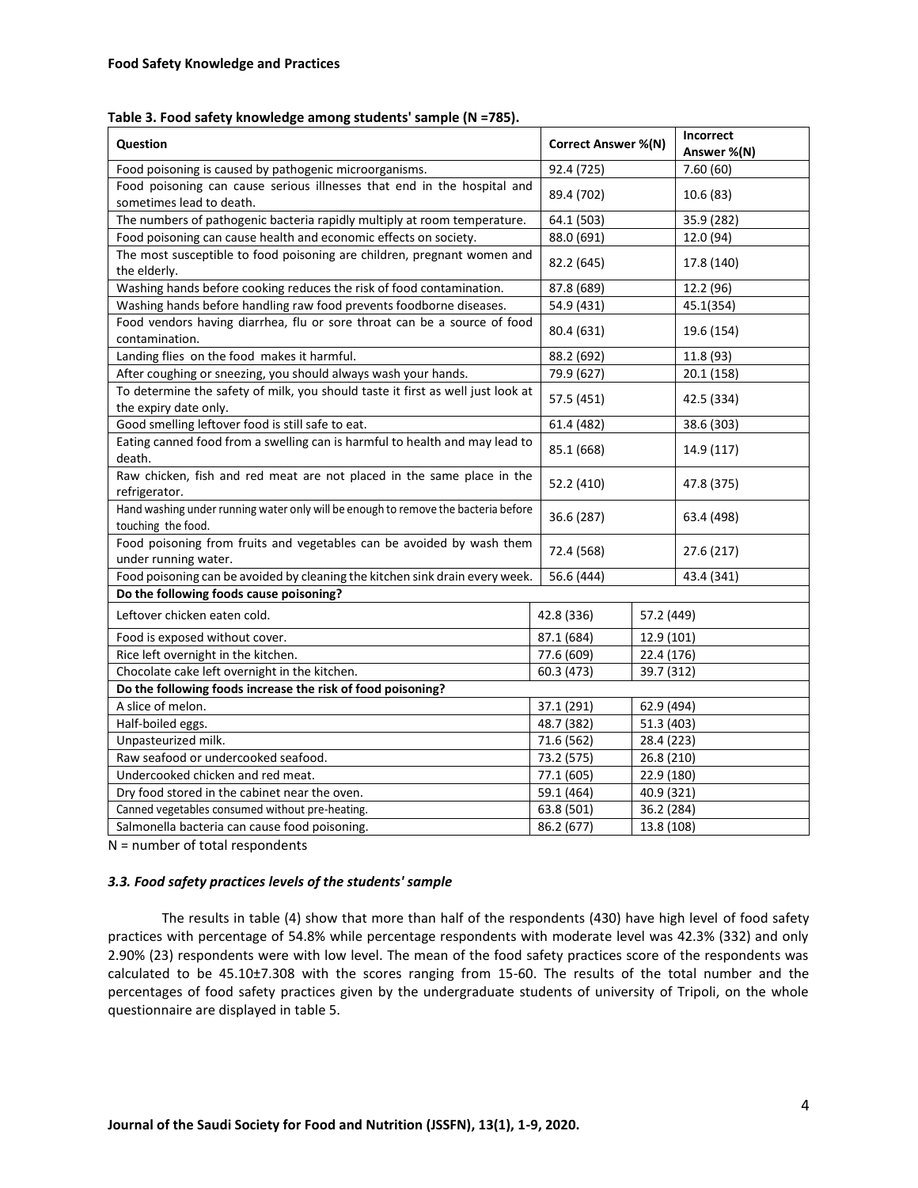**Table 3. Food safety knowledge among students' sample (N =785).**

| Question | Correct Answer %(N) | Incorrect Answer %(N) |
|---|---|---|
| Food poisoning is caused by pathogenic microorganisms. | 92.4 (725) | 7.60 (60) |
| Food poisoning can cause serious illnesses that end in the hospital and sometimes lead to death. | 89.4 (702) | 10.6 (83) |
| The numbers of pathogenic bacteria rapidly multiply at room temperature. | 64.1 (503) | 35.9 (282) |
| Food poisoning can cause health and economic effects on society. | 88.0 (691) | 12.0 (94) |
| The most susceptible to food poisoning are children, pregnant women and the elderly. | 82.2 (645) | 17.8 (140) |
| Washing hands before cooking reduces the risk of food contamination. | 87.8 (689) | 12.2 (96) |
| Washing hands before handling raw food prevents foodborne diseases. | 54.9 (431) | 45.1(354) |
| Food vendors having diarrhea, flu or sore throat can be a source of food contamination. | 80.4 (631) | 19.6 (154) |
| Landing flies on the food makes it harmful. | 88.2 (692) | 11.8 (93) |
| After coughing or sneezing, you should always wash your hands. | 79.9 (627) | 20.1 (158) |
| To determine the safety of milk, you should taste it first as well just look at the expiry date only. | 57.5 (451) | 42.5 (334) |
| Good smelling leftover food is still safe to eat. | 61.4 (482) | 38.6 (303) |
| Eating canned food from a swelling can is harmful to health and may lead to death. | 85.1 (668) | 14.9 (117) |
| Raw chicken, fish and red meat are not placed in the same place in the refrigerator. | 52.2 (410) | 47.8 (375) |
| Hand washing under running water only will be enough to remove the bacteria before touching the food. | 36.6 (287) | 63.4 (498) |
| Food poisoning from fruits and vegetables can be avoided by wash them under running water. | 72.4 (568) | 27.6 (217) |
| Food poisoning can be avoided by cleaning the kitchen sink drain every week. | 56.6 (444) | 43.4 (341) |
| **Do the following foods cause poisoning?** | | |
| Leftover chicken eaten cold. | 42.8 (336) | 57.2 (449) |
| Food is exposed without cover. | 87.1 (684) | 12.9 (101) |
| Rice left overnight in the kitchen. | 77.6 (609) | 22.4 (176) |
| Chocolate cake left overnight in the kitchen. | 60.3 (473) | 39.7 (312) |
| **Do the following foods increase the risk of food poisoning?** | | |
| A slice of melon. | 37.1 (291) | 62.9 (494) |
| Half-boiled eggs. | 48.7 (382) | 51.3 (403) |
| Unpasteurized milk. | 71.6 (562) | 28.4 (223) |
| Raw seafood or undercooked seafood. | 73.2 (575) | 26.8 (210) |
| Undercooked chicken and red meat. | 77.1 (605) | 22.9 (180) |
| Dry food stored in the cabinet near the oven. | 59.1 (464) | 40.9 (321) |
| Canned vegetables consumed without pre-heating. | 63.8 (501) | 36.2 (284) |
| Salmonella bacteria can cause food poisoning. | 86.2 (677) | 13.8 (108) |

N = number of total respondents

### *3.3. Food safety practices levels of the students' sample*

The results in table (4) show that more than half of the respondents (430) have high level of food safety practices with percentage of 54.8% while percentage respondents with moderate level was 42.3% (332) and only 2.90% (23) respondents were with low level. The mean of the food safety practices score of the respondents was calculated to be 45.10±7.308 with the scores ranging from 15-60. The results of the total number and the percentages of food safety practices given by the undergraduate students of university of Tripoli, on the whole questionnaire are displayed in table 5.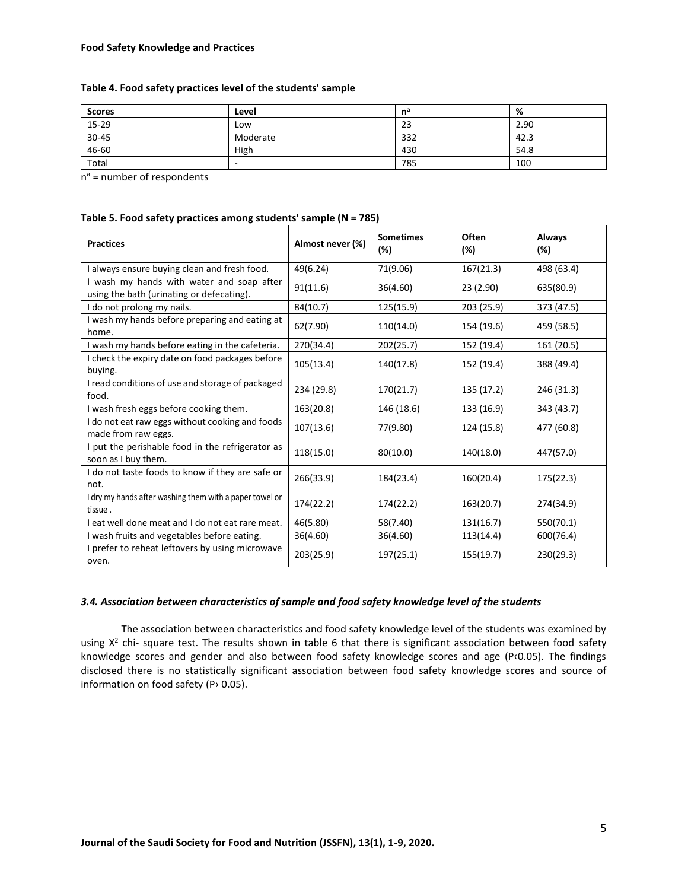**Table 4. Food safety practices level of the students' sample**

| Scores | Level | n[a] | % |
|---|---|---|---|
| 15-29 | Low | 23 | 2.90 |
| 30-45 | Moderate | 332 | 42.3 |
| 46-60 | High | 430 | 54.8 |
| Total | - | 785 | 100 |

n[a] = number of respondents

**Table 5. Food safety practices among students' sample (N = 785)**

| Practices | Almost never (%) | Sometimes (%) | Often (%) | Always (%) |
|---|---|---|---|---|
| I always ensure buying clean and fresh food. | 49(6.24) | 71(9.06) | 167(21.3) | 498 (63.4) |
| I wash my hands with water and soap after using the bath (urinating or defecating). | 91(11.6) | 36(4.60) | 23 (2.90) | 635(80.9) |
| I do not prolong my nails. | 84(10.7) | 125(15.9) | 203 (25.9) | 373 (47.5) |
| I wash my hands before preparing and eating at home. | 62(7.90) | 110(14.0) | 154 (19.6) | 459 (58.5) |
| I wash my hands before eating in the cafeteria. | 270(34.4) | 202(25.7) | 152 (19.4) | 161 (20.5) |
| I check the expiry date on food packages before buying. | 105(13.4) | 140(17.8) | 152 (19.4) | 388 (49.4) |
| I read conditions of use and storage of packaged food. | 234 (29.8) | 170(21.7) | 135 (17.2) | 246 (31.3) |
| I wash fresh eggs before cooking them. | 163(20.8) | 146 (18.6) | 133 (16.9) | 343 (43.7) |
| I do not eat raw eggs without cooking and foods made from raw eggs. | 107(13.6) | 77(9.80) | 124 (15.8) | 477 (60.8) |
| I put the perishable food in the refrigerator as soon as I buy them. | 118(15.0) | 80(10.0) | 140(18.0) | 447(57.0) |
| I do not taste foods to know if they are safe or not. | 266(33.9) | 184(23.4) | 160(20.4) | 175(22.3) |
| I dry my hands after washing them with a paper towel or tissue . | 174(22.2) | 174(22.2) | 163(20.7) | 274(34.9) |
| I eat well done meat and I do not eat rare meat. | 46(5.80) | 58(7.40) | 131(16.7) | 550(70.1) |
| I wash fruits and vegetables before eating. | 36(4.60) | 36(4.60) | 113(14.4) | 600(76.4) |
| I prefer to reheat leftovers by using microwave oven. | 203(25.9) | 197(25.1) | 155(19.7) | 230(29.3) |

### *3.4. Association between characteristics of sample and food safety knowledge level of the students*

The association between characteristics and food safety knowledge level of the students was examined by using $X^2$ chi- square test. The results shown in table 6 that there is significant association between food safety knowledge scores and gender and also between food safety knowledge scores and age ($P<0.05$). The findings disclosed there is no statistically significant association between food safety knowledge scores and source of information on food safety ($P>0.05$).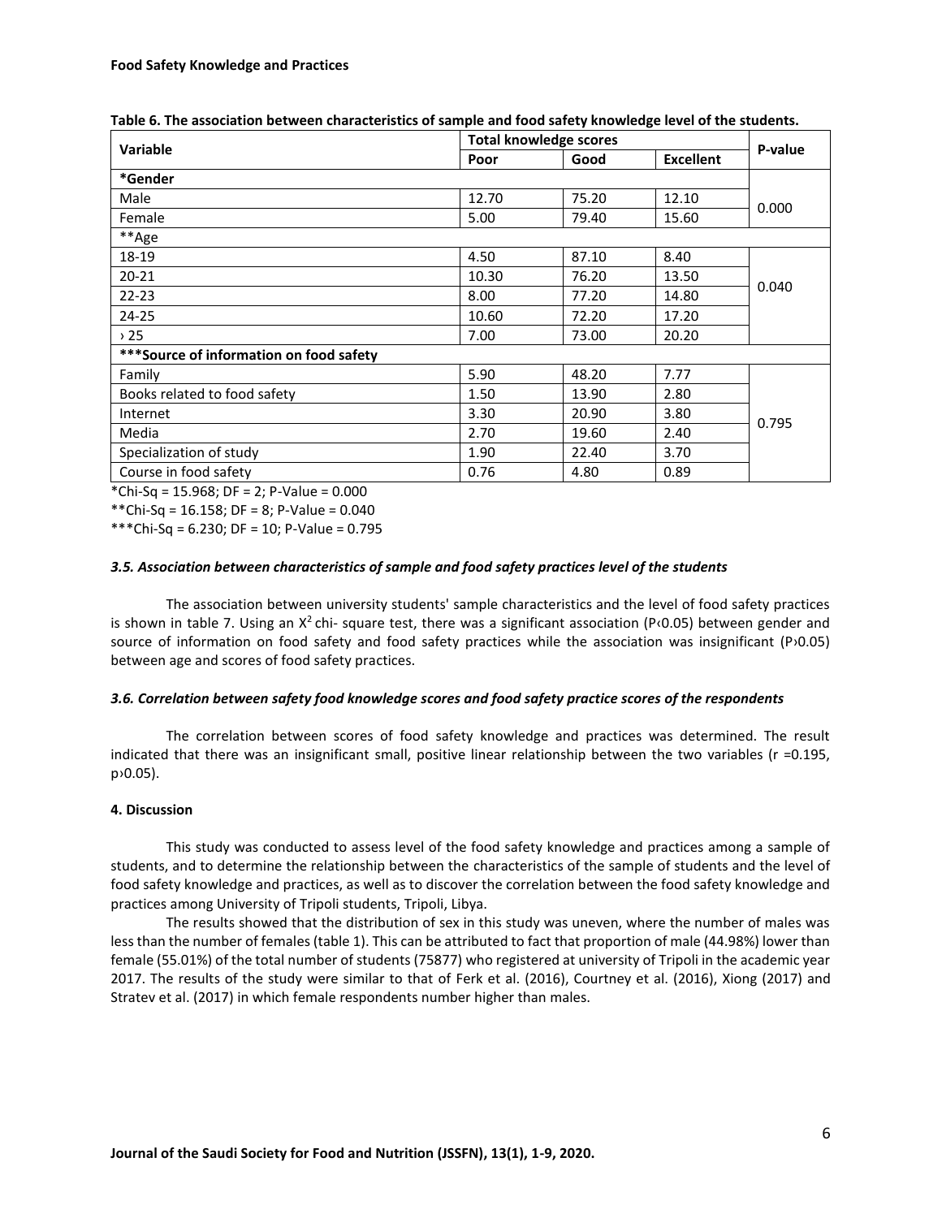**Table 6. The association between characteristics of sample and food safety knowledge level of the students.**

| Variable | Total knowledge scores | | | P-value |
|---|---|---|---|---|
| | Poor | Good | Excellent | |
| ***Gender** | | | | |
| Male | 12.70 | 75.20 | 12.10 | 0.000 |
| Female | 5.00 | 79.40 | 15.60 | |
| **Age | | | | |
| 18-19 | 4.50 | 87.10 | 8.40 | 0.040 |
| 20-21 | 10.30 | 76.20 | 13.50 | |
| 22-23 | 8.00 | 77.20 | 14.80 | |
| 24-25 | 10.60 | 72.20 | 17.20 | |
| › 25 | 7.00 | 73.00 | 20.20 | |
| *****Source of information on food safety** | | | | |
| Family | 5.90 | 48.20 | 7.77 | 0.795 |
| Books related to food safety | 1.50 | 13.90 | 2.80 | |
| Internet | 3.30 | 20.90 | 3.80 | |
| Media | 2.70 | 19.60 | 2.40 | |
| Specialization of study | 1.90 | 22.40 | 3.70 | |
| Course in food safety | 0.76 | 4.80 | 0.89 | |

*Chi-Sq = 15.968; DF = 2; P-Value = 0.000

**Chi-Sq = 16.158; DF = 8; P-Value = 0.040

***Chi-Sq = 6.230; DF = 10; P-Value = 0.795

### *3.5. Association between characteristics of sample and food safety practices level of the students*

The association between university students' sample characteristics and the level of food safety practices is shown in table 7. Using an $X^2$ chi- square test, there was a significant association ($P<0.05$) between gender and source of information on food safety and food safety practices while the association was insignificant ($P>0.05$) between age and scores of food safety practices.

### *3.6. Correlation between safety food knowledge scores and food safety practice scores of the respondents*

The correlation between scores of food safety knowledge and practices was determined. The result indicated that there was an insignificant small, positive linear relationship between the two variables ($r = 0.195$, $p>0.05$).

## 4. Discussion

This study was conducted to assess level of the food safety knowledge and practices among a sample of students, and to determine the relationship between the characteristics of the sample of students and the level of food safety knowledge and practices, as well as to discover the correlation between the food safety knowledge and practices among University of Tripoli students, Tripoli, Libya.

The results showed that the distribution of sex in this study was uneven, where the number of males was less than the number of females (table 1). This can be attributed to fact that proportion of male (44.98%) lower than female (55.01%) of the total number of students (75877) who registered at university of Tripoli in the academic year 2017. The results of the study were similar to that of Ferk et al. (2016), Courtney et al. (2016), Xiong (2017) and Stratev et al. (2017) in which female respondents number higher than males.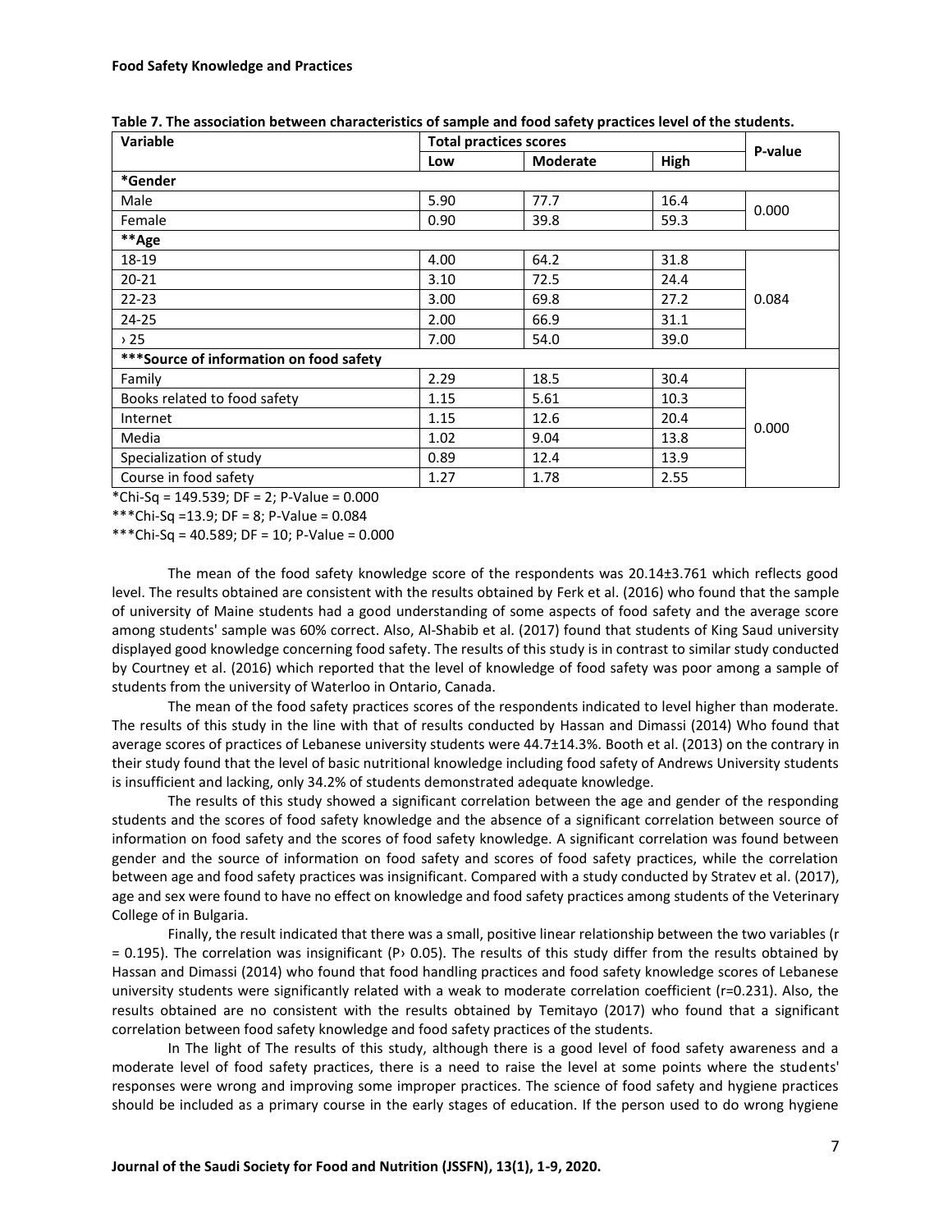**Table 7. The association between characteristics of sample and food safety practices level of the students.**

| Variable | Total practices scores | | | P-value |
|---|---|---|---|---|
| | Low | Moderate | High | |
| ***Gender** | | | | |
| Male | 5.90 | 77.7 | 16.4 | 0.000 |
| Female | 0.90 | 39.8 | 59.3 | |
| ****Age** | | | | |
| 18-19 | 4.00 | 64.2 | 31.8 | 0.084 |
| 20-21 | 3.10 | 72.5 | 24.4 | |
| 22-23 | 3.00 | 69.8 | 27.2 | |
| 24-25 | 2.00 | 66.9 | 31.1 | |
| › 25 | 7.00 | 54.0 | 39.0 | |
| *****Source of information on food safety** | | | | |
| Family | 2.29 | 18.5 | 30.4 | 0.000 |
| Books related to food safety | 1.15 | 5.61 | 10.3 | |
| Internet | 1.15 | 12.6 | 20.4 | |
| Media | 1.02 | 9.04 | 13.8 | |
| Specialization of study | 0.89 | 12.4 | 13.9 | |
| Course in food safety | 1.27 | 1.78 | 2.55 | |

*Chi-Sq = 149.539; DF = 2; P-Value = 0.000

***Chi-Sq =13.9; DF = 8; P-Value = 0.084

***Chi-Sq = 40.589; DF = 10; P-Value = 0.000

The mean of the food safety knowledge score of the respondents was 20.14±3.761 which reflects good level. The results obtained are consistent with the results obtained by Ferk et al. (2016) who found that the sample of university of Maine students had a good understanding of some aspects of food safety and the average score among students' sample was 60% correct. Also, Al-Shabib et al. (2017) found that students of King Saud university displayed good knowledge concerning food safety. The results of this study is in contrast to similar study conducted by Courtney et al. (2016) which reported that the level of knowledge of food safety was poor among a sample of students from the university of Waterloo in Ontario, Canada.

The mean of the food safety practices scores of the respondents indicated to level higher than moderate. The results of this study in the line with that of results conducted by Hassan and Dimassi (2014) Who found that average scores of practices of Lebanese university students were 44.7±14.3%. Booth et al. (2013) on the contrary in their study found that the level of basic nutritional knowledge including food safety of Andrews University students is insufficient and lacking, only 34.2% of students demonstrated adequate knowledge.

The results of this study showed a significant correlation between the age and gender of the responding students and the scores of food safety knowledge and the absence of a significant correlation between source of information on food safety and the scores of food safety knowledge. A significant correlation was found between gender and the source of information on food safety and scores of food safety practices, while the correlation between age and food safety practices was insignificant. Compared with a study conducted by Stratev et al. (2017), age and sex were found to have no effect on knowledge and food safety practices among students of the Veterinary College of in Bulgaria.

Finally, the result indicated that there was a small, positive linear relationship between the two variables ($r = 0.195$). The correlation was insignificant ($P > 0.05$). The results of this study differ from the results obtained by Hassan and Dimassi (2014) who found that food handling practices and food safety knowledge scores of Lebanese university students were significantly related with a weak to moderate correlation coefficient ($r=0.231$). Also, the results obtained are no consistent with the results obtained by Temitayo (2017) who found that a significant correlation between food safety knowledge and food safety practices of the students.

In The light of The results of this study, although there is a good level of food safety awareness and a moderate level of food safety practices, there is a need to raise the level at some points where the students' responses were wrong and improving some improper practices. The science of food safety and hygiene practices should be included as a primary course in the early stages of education. If the person used to do wrong hygiene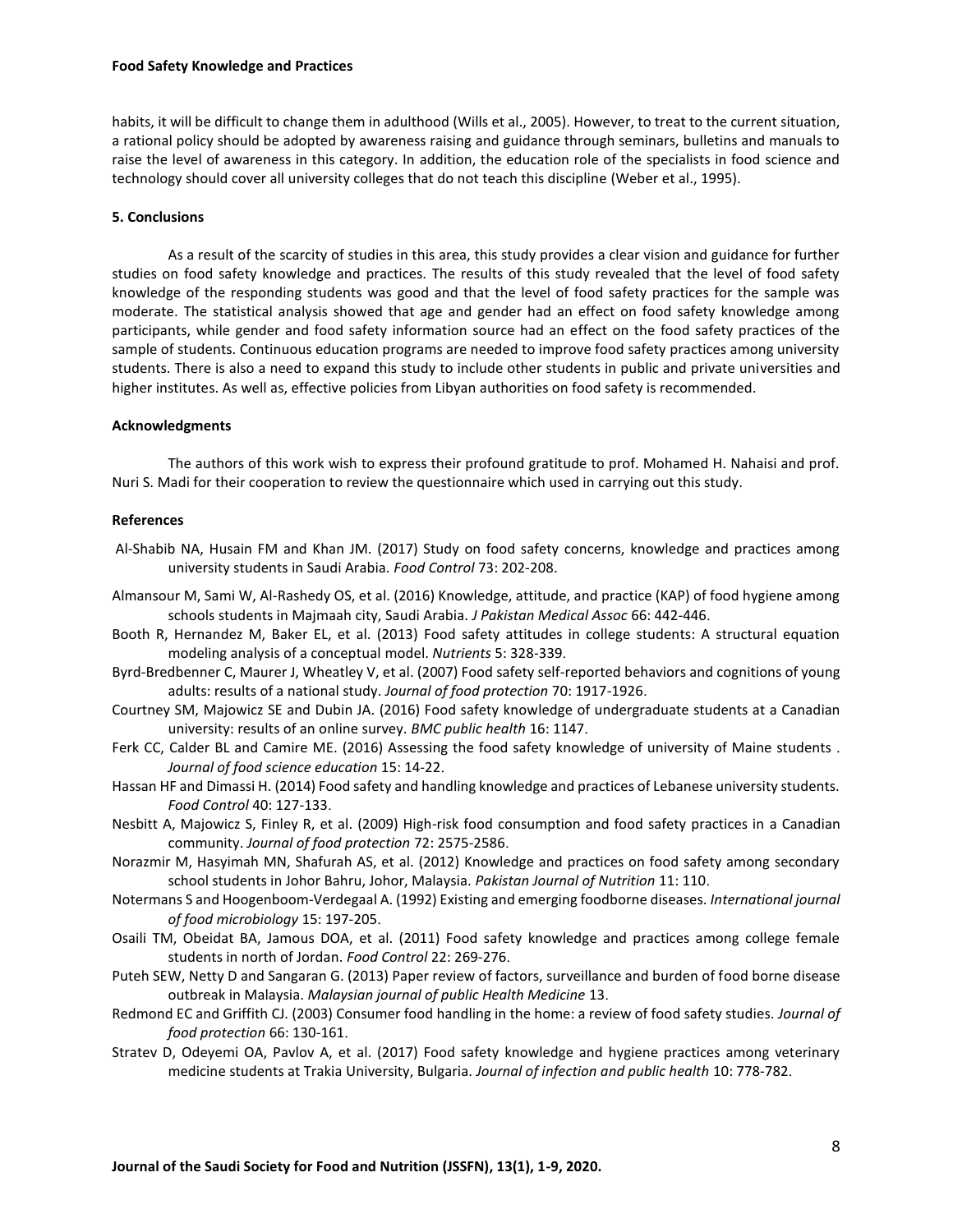habits, it will be difficult to change them in adulthood (Wills et al., 2005). However, to treat to the current situation, a rational policy should be adopted by awareness raising and guidance through seminars, bulletins and manuals to raise the level of awareness in this category. In addition, the education role of the specialists in food science and technology should cover all university colleges that do not teach this discipline (Weber et al., 1995).

## 5. Conclusions

As a result of the scarcity of studies in this area, this study provides a clear vision and guidance for further studies on food safety knowledge and practices. The results of this study revealed that the level of food safety knowledge of the responding students was good and that the level of food safety practices for the sample was moderate. The statistical analysis showed that age and gender had an effect on food safety knowledge among participants, while gender and food safety information source had an effect on the food safety practices of the sample of students. Continuous education programs are needed to improve food safety practices among university students. There is also a need to expand this study to include other students in public and private universities and higher institutes. As well as, effective policies from Libyan authorities on food safety is recommended.

## Acknowledgments

The authors of this work wish to express their profound gratitude to prof. Mohamed H. Nahaisi and prof. Nuri S. Madi for their cooperation to review the questionnaire which used in carrying out this study.

## References

Al-Shabib NA, Husain FM and Khan JM. (2017) Study on food safety concerns, knowledge and practices among university students in Saudi Arabia. *Food Control* 73: 202-208.

Almansour M, Sami W, Al-Rashedy OS, et al. (2016) Knowledge, attitude, and practice (KAP) of food hygiene among schools students in Majmaah city, Saudi Arabia. *J Pakistan Medical Assoc* 66: 442-446.

Booth R, Hernandez M, Baker EL, et al. (2013) Food safety attitudes in college students: A structural equation modeling analysis of a conceptual model. *Nutrients* 5: 328-339.

Byrd-Bredbenner C, Maurer J, Wheatley V, et al. (2007) Food safety self-reported behaviors and cognitions of young adults: results of a national study. *Journal of food protection* 70: 1917-1926.

Courtney SM, Majowicz SE and Dubin JA. (2016) Food safety knowledge of undergraduate students at a Canadian university: results of an online survey. *BMC public health* 16: 1147.

Ferk CC, Calder BL and Camire ME. (2016) Assessing the food safety knowledge of university of Maine students . *Journal of food science education* 15: 14-22.

Hassan HF and Dimassi H. (2014) Food safety and handling knowledge and practices of Lebanese university students. *Food Control* 40: 127-133.

Nesbitt A, Majowicz S, Finley R, et al. (2009) High-risk food consumption and food safety practices in a Canadian community. *Journal of food protection* 72: 2575-2586.

Norazmir M, Hasyimah MN, Shafurah AS, et al. (2012) Knowledge and practices on food safety among secondary school students in Johor Bahru, Johor, Malaysia. *Pakistan Journal of Nutrition* 11: 110.

Notermans S and Hoogenboom-Verdegaal A. (1992) Existing and emerging foodborne diseases. *International journal of food microbiology* 15: 197-205.

Osaili TM, Obeidat BA, Jamous DOA, et al. (2011) Food safety knowledge and practices among college female students in north of Jordan. *Food Control* 22: 269-276.

Puteh SEW, Netty D and Sangaran G. (2013) Paper review of factors, surveillance and burden of food borne disease outbreak in Malaysia. *Malaysian journal of public Health Medicine* 13.

Redmond EC and Griffith CJ. (2003) Consumer food handling in the home: a review of food safety studies. *Journal of food protection* 66: 130-161.

Stratev D, Odeyemi OA, Pavlov A, et al. (2017) Food safety knowledge and hygiene practices among veterinary medicine students at Trakia University, Bulgaria. *Journal of infection and public health* 10: 778-782.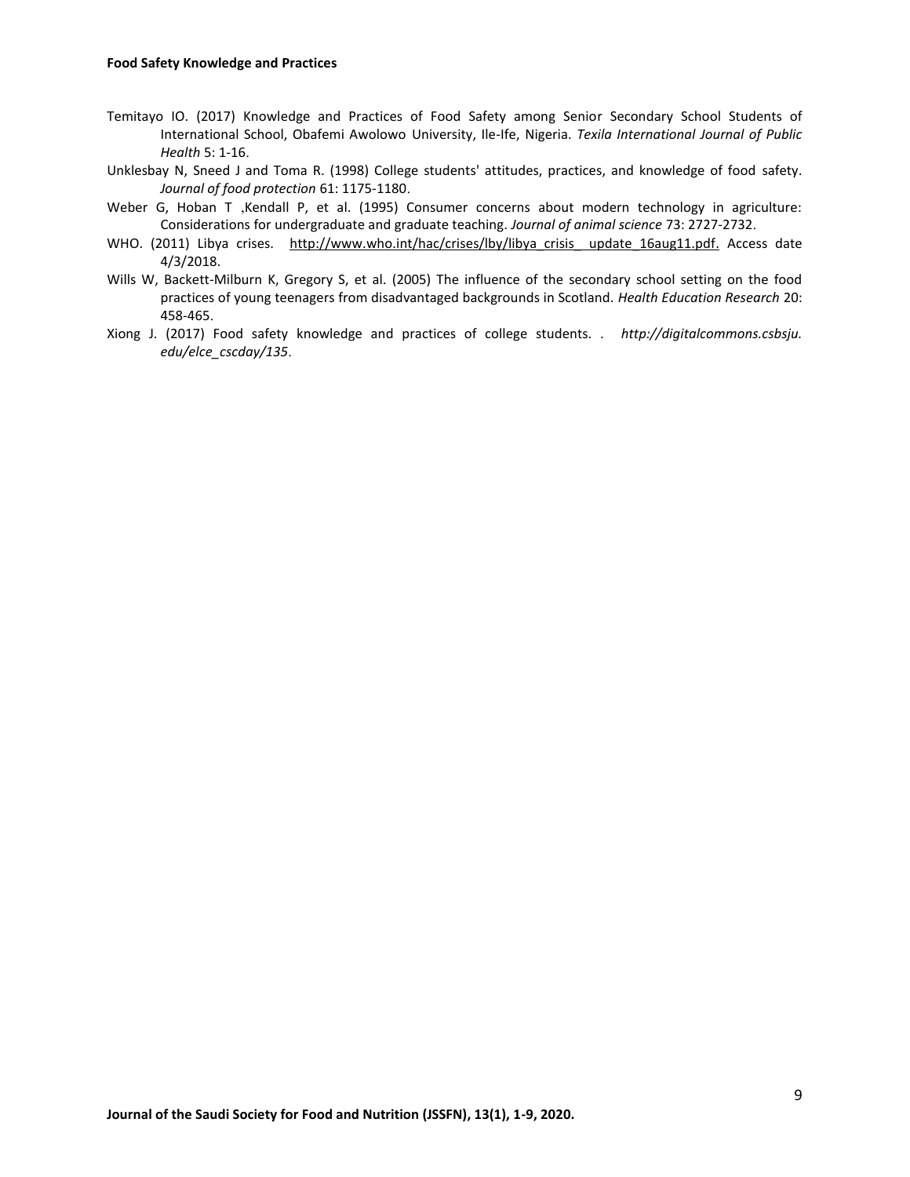Temitayo IO. (2017) Knowledge and Practices of Food Safety among Senior Secondary School Students of International School, Obafemi Awolowo University, Ile-Ife, Nigeria. *Texila International Journal of Public Health* 5: 1-16.

Unklesbay N, Sneed J and Toma R. (1998) College students' attitudes, practices, and knowledge of food safety. *Journal of food protection* 61: 1175-1180.

Weber G, Hoban T ,Kendall P, et al. (1995) Consumer concerns about modern technology in agriculture: Considerations for undergraduate and graduate teaching. *Journal of animal science* 73: 2727-2732.

WHO. (2011) Libya crises. http://www.who.int/hac/crises/lby/libya_crisis__update_16aug11.pdf. Access date 4/3/2018.

Wills W, Backett-Milburn K, Gregory S, et al. (2005) The influence of the secondary school setting on the food practices of young teenagers from disadvantaged backgrounds in Scotland. *Health Education Research* 20: 458-465.

Xiong J. (2017) Food safety knowledge and practices of college students. . *http://digitalcommons.csbsju.edu/elce_cscday/135*.